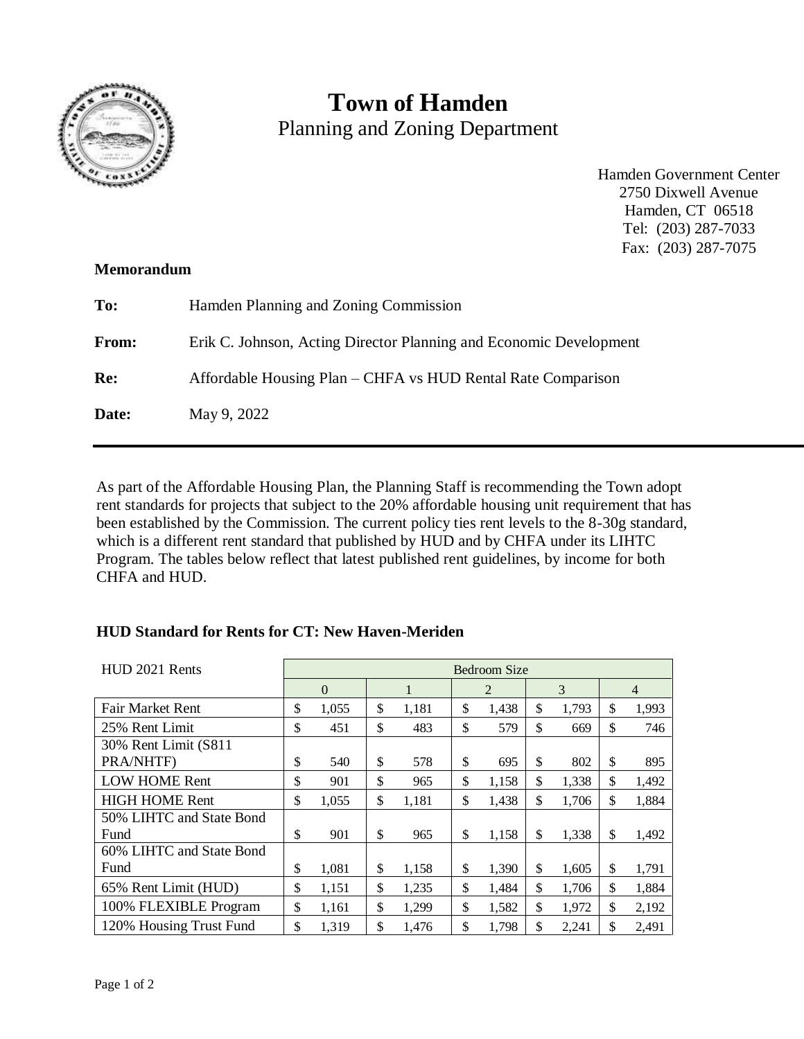# Town of Hamden

Planning and Zoning Department

Hamden Government Center
2750 Dixwell Avenue
Hamden, CT 06518
Tel: (203) 287-7033
Fax: (203) 287-7075

**Memorandum**

**To:** Hamden Planning and Zoning Commission

**From:** Erik C. Johnson, Acting Director Planning and Economic Development

**Re:** Affordable Housing Plan – CHFA vs HUD Rental Rate Comparison

**Date:** May 9, 2022

---

As part of the Affordable Housing Plan, the Planning Staff is recommending the Town adopt rent standards for projects that subject to the 20% affordable housing unit requirement that has been established by the Commission. The current policy ties rent levels to the 8-30g standard, which is a different rent standard that published by HUD and by CHFA under its LIHTC Program. The tables below reflect that latest published rent guidelines, by income for both CHFA and HUD.

**HUD Standard for Rents for CT: New Haven-Meriden**

| HUD 2021 Rents | Bedroom Size | | | | |
|---|---|---|---|---|---|
| | 0 | 1 | 2 | 3 | 4 |
| Fair Market Rent | $ 1,055 | $ 1,181 | $ 1,438 | $ 1,793 | $ 1,993 |
| 25% Rent Limit | $ 451 | $ 483 | $ 579 | $ 669 | $ 746 |
| 30% Rent Limit (S811 PRA/NHTF) | $ 540 | $ 578 | $ 695 | $ 802 | $ 895 |
| LOW HOME Rent | $ 901 | $ 965 | $ 1,158 | $ 1,338 | $ 1,492 |
| HIGH HOME Rent | $ 1,055 | $ 1,181 | $ 1,438 | $ 1,706 | $ 1,884 |
| 50% LIHTC and State Bond Fund | $ 901 | $ 965 | $ 1,158 | $ 1,338 | $ 1,492 |
| 60% LIHTC and State Bond Fund | $ 1,081 | $ 1,158 | $ 1,390 | $ 1,605 | $ 1,791 |
| 65% Rent Limit (HUD) | $ 1,151 | $ 1,235 | $ 1,484 | $ 1,706 | $ 1,884 |
| 100% FLEXIBLE Program | $ 1,161 | $ 1,299 | $ 1,582 | $ 1,972 | $ 2,192 |
| 120% Housing Trust Fund | $ 1,319 | $ 1,476 | $ 1,798 | $ 2,241 | $ 2,491 |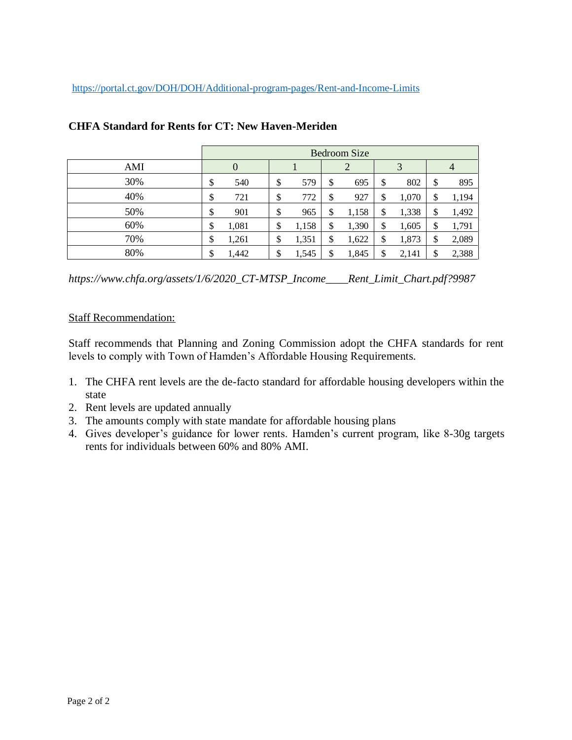https://portal.ct.gov/DOH/DOH/Additional-program-pages/Rent-and-Income-Limits

**CHFA Standard for Rents for CT: New Haven-Meriden**

| | Bedroom Size | | | | |
|---|---|---|---|---|---|
| AMI | 0 | 1 | 2 | 3 | 4 |
| 30% | $ 540 | $ 579 | $ 695 | $ 802 | $ 895 |
| 40% | $ 721 | $ 772 | $ 927 | $ 1,070 | $ 1,194 |
| 50% | $ 901 | $ 965 | $ 1,158 | $ 1,338 | $ 1,492 |
| 60% | $ 1,081 | $ 1,158 | $ 1,390 | $ 1,605 | $ 1,791 |
| 70% | $ 1,261 | $ 1,351 | $ 1,622 | $ 1,873 | $ 2,089 |
| 80% | $ 1,442 | $ 1,545 | $ 1,845 | $ 2,141 | $ 2,388 |

*https://www.chfa.org/assets/1/6/2020_CT-MTSP_Income____Rent_Limit_Chart.pdf?9987*

Staff Recommendation:

Staff recommends that Planning and Zoning Commission adopt the CHFA standards for rent levels to comply with Town of Hamden's Affordable Housing Requirements.

1. The CHFA rent levels are the de-facto standard for affordable housing developers within the state
2. Rent levels are updated annually
3. The amounts comply with state mandate for affordable housing plans
4. Gives developer's guidance for lower rents. Hamden's current program, like 8-30g targets rents for individuals between 60% and 80% AMI.